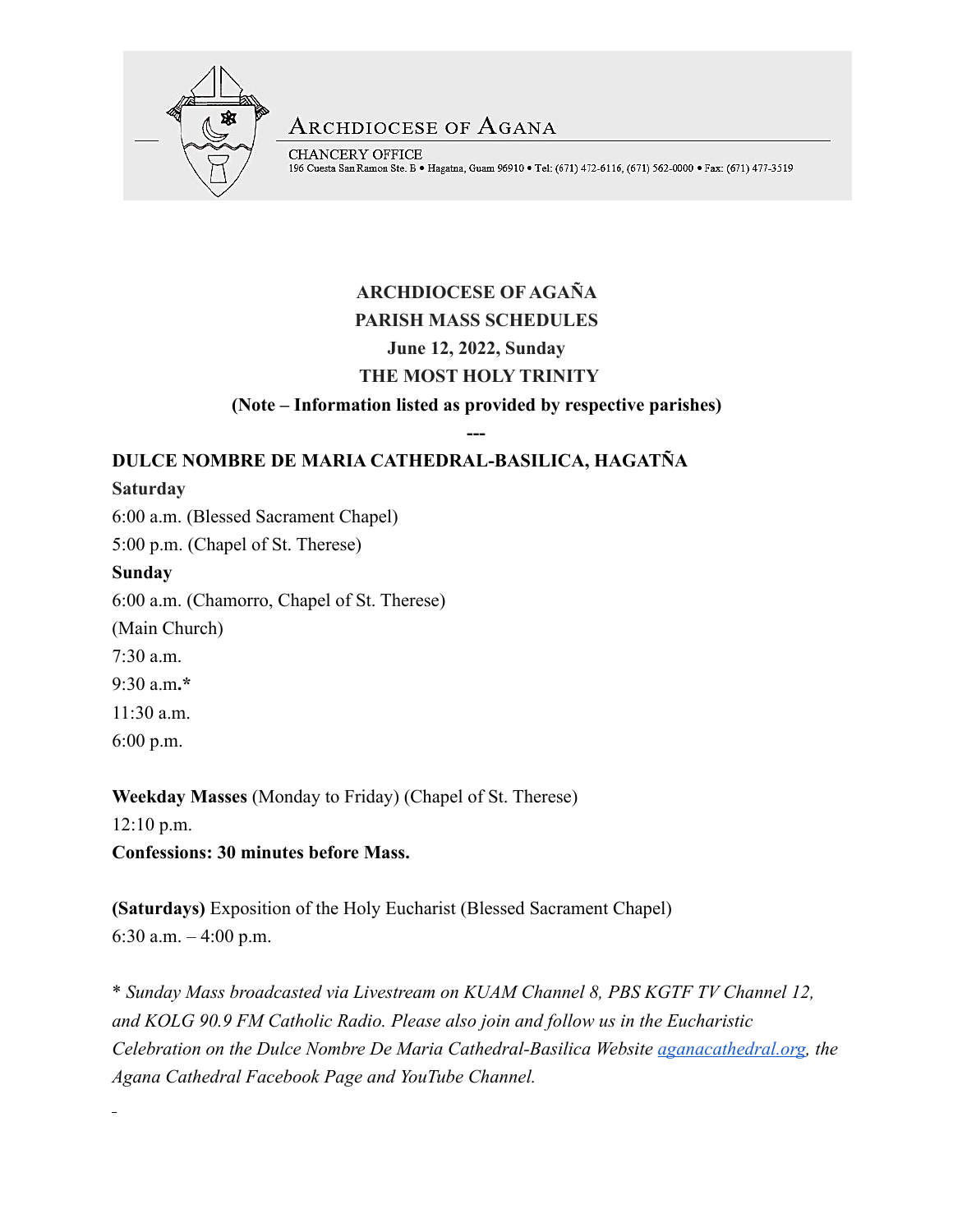ARCHDIOCESE OF AGANA

CHANCERY OFFICE
196 Cuesta San Ramon Ste. B • Hagatna, Guam 96910 • Tel: (671) 472-6116, (671) 562-0000 • Fax: (671) 477-3519

# ARCHDIOCESE OF AGAÑA
# PARISH MASS SCHEDULES
## June 12, 2022, Sunday
## THE MOST HOLY TRINITY
**(Note – Information listed as provided by respective parishes)**

---

## DULCE NOMBRE DE MARIA CATHEDRAL-BASILICA, HAGATÑA

**Saturday**

6:00 a.m. (Blessed Sacrament Chapel)
5:00 p.m. (Chapel of St. Therese)

**Sunday**

6:00 a.m. (Chamorro, Chapel of St. Therese)
(Main Church)
7:30 a.m.
9:30 a.m.*
11:30 a.m.
6:00 p.m.

**Weekday Masses** (Monday to Friday) (Chapel of St. Therese)
12:10 p.m.

**Confessions: 30 minutes before Mass.**

**(Saturdays)** Exposition of the Holy Eucharist (Blessed Sacrament Chapel)
6:30 a.m. – 4:00 p.m.

\* *Sunday Mass broadcasted via Livestream on KUAM Channel 8, PBS KGTF TV Channel 12, and KOLG 90.9 FM Catholic Radio. Please also join and follow us in the Eucharistic Celebration on the Dulce Nombre De Maria Cathedral-Basilica Website [aganacathedral.org](aganacathedral.org), the Agana Cathedral Facebook Page and YouTube Channel.*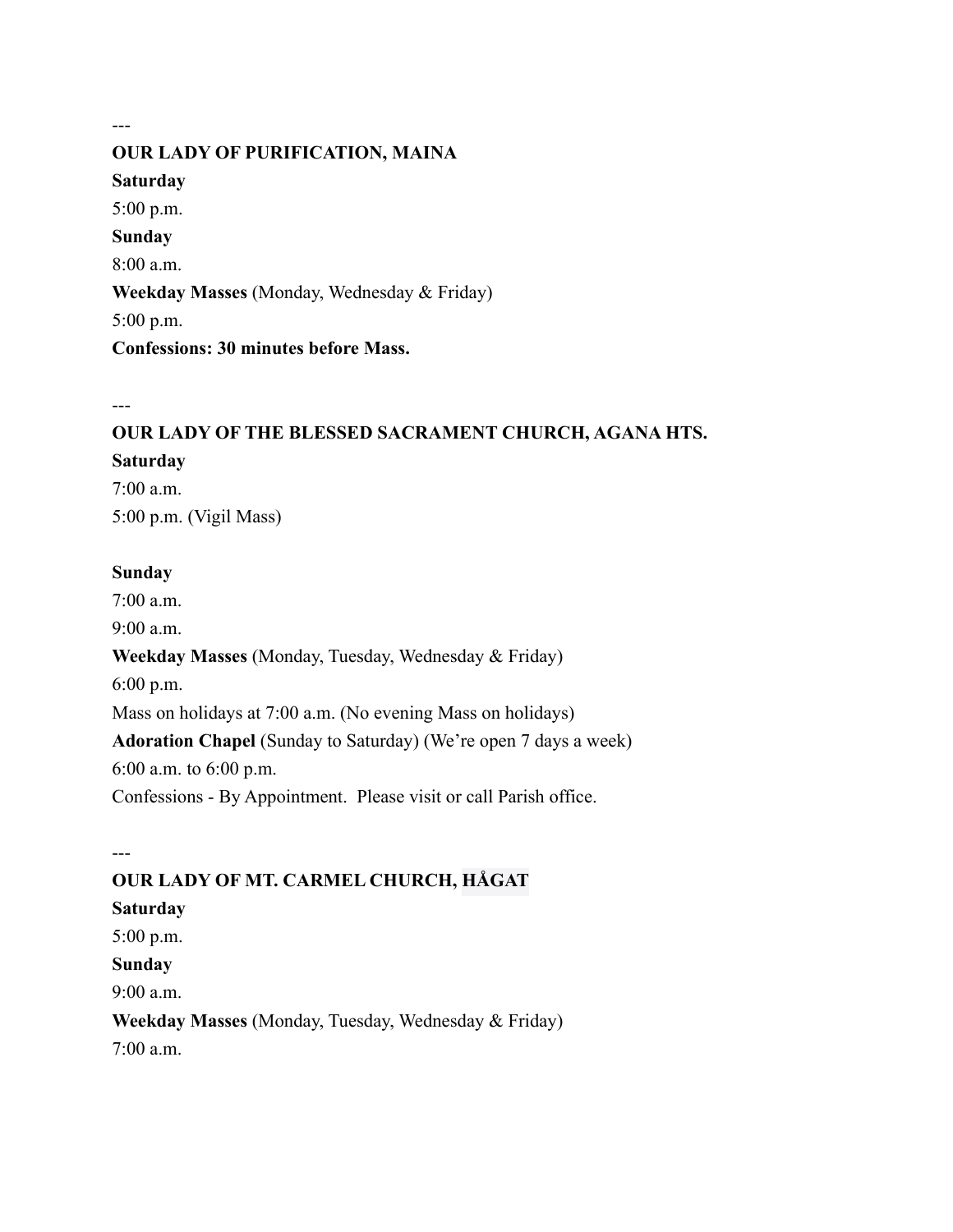---

**OUR LADY OF PURIFICATION, MAINA**

**Saturday**

5:00 p.m.

**Sunday**

8:00 a.m.

**Weekday Masses** (Monday, Wednesday & Friday)

5:00 p.m.

**Confessions: 30 minutes before Mass.**

---

**OUR LADY OF THE BLESSED SACRAMENT CHURCH, AGANA HTS.**

**Saturday**

7:00 a.m.

5:00 p.m. (Vigil Mass)

**Sunday**

7:00 a.m.

9:00 a.m.

**Weekday Masses** (Monday, Tuesday, Wednesday & Friday)

6:00 p.m.

Mass on holidays at 7:00 a.m. (No evening Mass on holidays)

**Adoration Chapel** (Sunday to Saturday) (We're open 7 days a week)

6:00 a.m. to 6:00 p.m.

Confessions - By Appointment. Please visit or call Parish office.

---

**OUR LADY OF MT. CARMEL CHURCH, HÅGAT**

**Saturday**

5:00 p.m.

**Sunday**

9:00 a.m.

**Weekday Masses** (Monday, Tuesday, Wednesday & Friday)

7:00 a.m.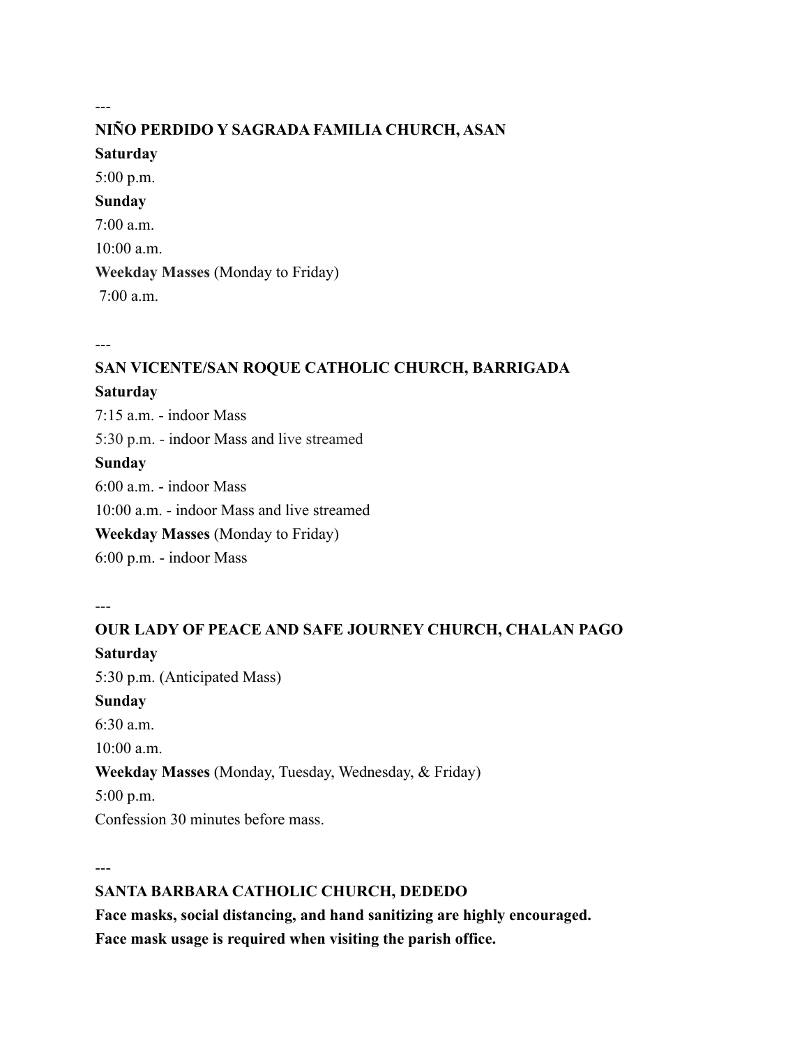---

**NIÑO PERDIDO Y SAGRADA FAMILIA CHURCH, ASAN**

**Saturday**

5:00 p.m.

**Sunday**

7:00 a.m.

10:00 a.m.

**Weekday Masses** (Monday to Friday)

7:00 a.m.

---

**SAN VICENTE/SAN ROQUE CATHOLIC CHURCH, BARRIGADA**

**Saturday**

7:15 a.m. - indoor Mass

5:30 p.m. - indoor Mass and live streamed

**Sunday**

6:00 a.m. - indoor Mass

10:00 a.m. - indoor Mass and live streamed

**Weekday Masses** (Monday to Friday)

6:00 p.m. - indoor Mass

---

**OUR LADY OF PEACE AND SAFE JOURNEY CHURCH, CHALAN PAGO**

**Saturday**

5:30 p.m. (Anticipated Mass)

**Sunday**

6:30 a.m.

10:00 a.m.

**Weekday Masses** (Monday, Tuesday, Wednesday, & Friday)

5:00 p.m.

Confession 30 minutes before mass.

---

**SANTA BARBARA CATHOLIC CHURCH, DEDEDO**

**Face masks, social distancing, and hand sanitizing are highly encouraged.**

**Face mask usage is required when visiting the parish office.**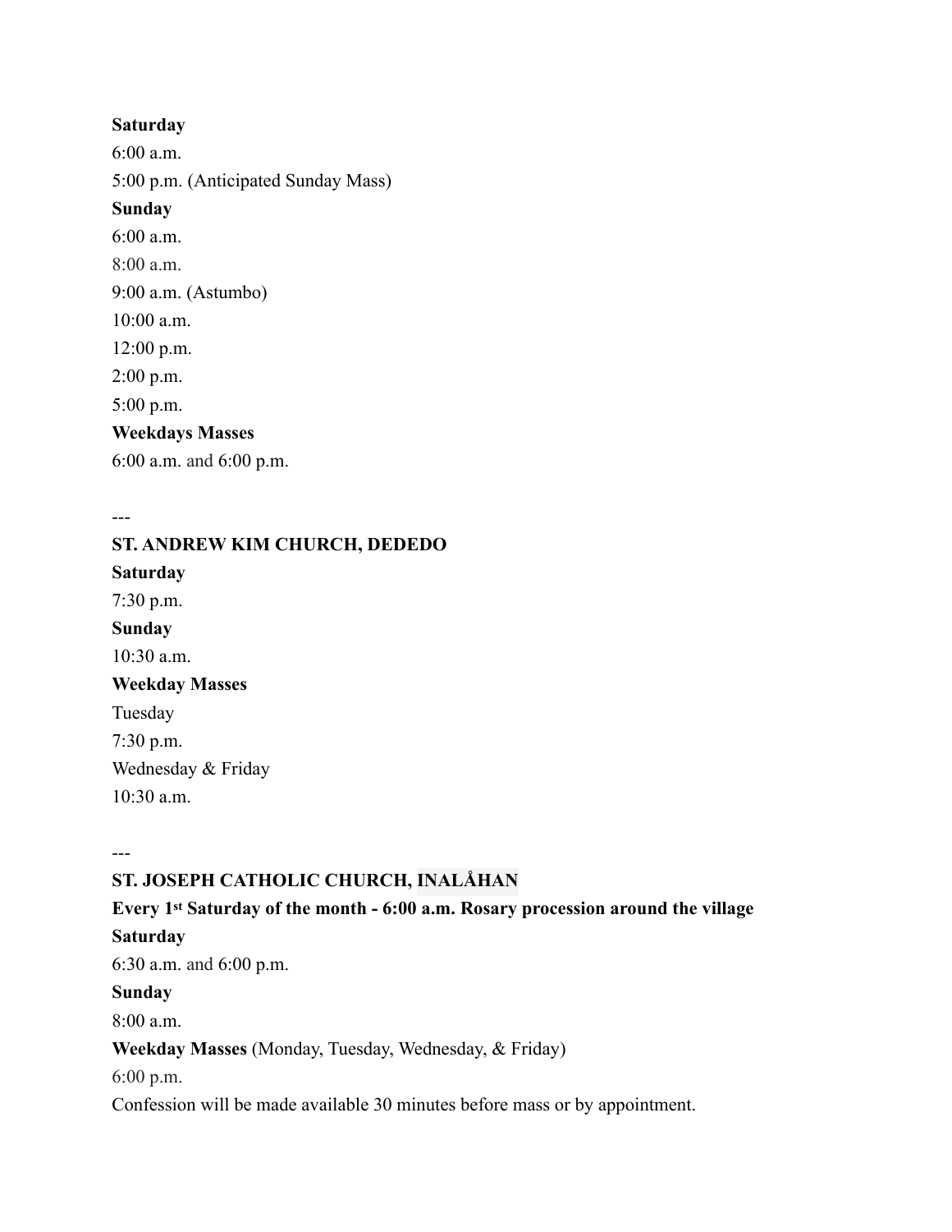**Saturday**

6:00 a.m.

5:00 p.m. (Anticipated Sunday Mass)

**Sunday**

6:00 a.m.

8:00 a.m.

9:00 a.m. (Astumbo)

10:00 a.m.

12:00 p.m.

2:00 p.m.

5:00 p.m.

**Weekdays Masses**

6:00 a.m. and 6:00 p.m.

---

**ST. ANDREW KIM CHURCH, DEDEDO**

**Saturday**

7:30 p.m.

**Sunday**

10:30 a.m.

**Weekday Masses**

Tuesday

7:30 p.m.

Wednesday & Friday

10:30 a.m.

---

**ST. JOSEPH CATHOLIC CHURCH, INALÅHAN**

**Every 1st Saturday of the month - 6:00 a.m. Rosary procession around the village**

**Saturday**

6:30 a.m. and 6:00 p.m.

**Sunday**

8:00 a.m.

**Weekday Masses** (Monday, Tuesday, Wednesday, & Friday)

6:00 p.m.

Confession will be made available 30 minutes before mass or by appointment.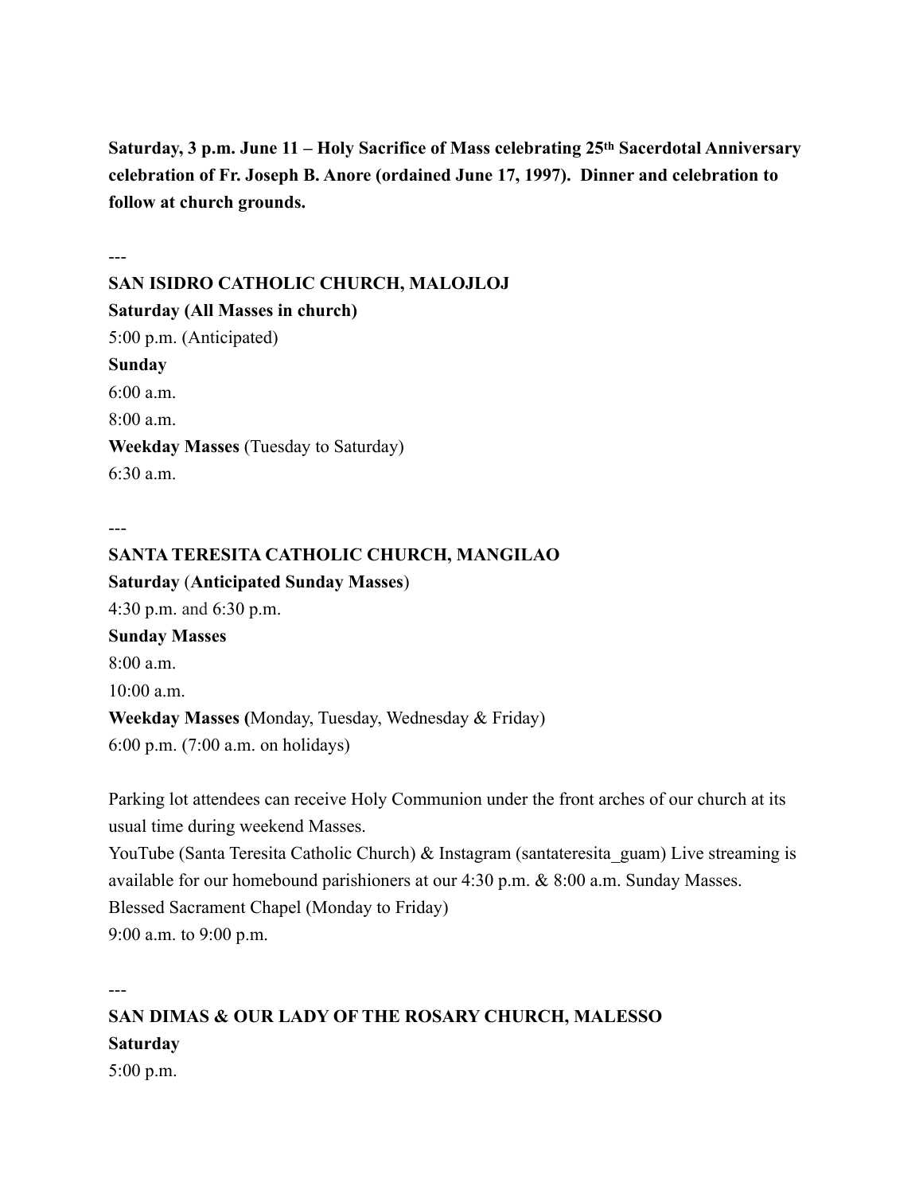**Saturday, 3 p.m. June 11 – Holy Sacrifice of Mass celebrating 25th Sacerdotal Anniversary celebration of Fr. Joseph B. Anore (ordained June 17, 1997). Dinner and celebration to follow at church grounds.**

---

**SAN ISIDRO CATHOLIC CHURCH, MALOJLOJ**

**Saturday (All Masses in church)**

5:00 p.m. (Anticipated)

**Sunday**

6:00 a.m.

8:00 a.m.

**Weekday Masses** (Tuesday to Saturday)

6:30 a.m.

---

**SANTA TERESITA CATHOLIC CHURCH, MANGILAO**

**Saturday** (**Anticipated Sunday Masses**)

4:30 p.m. and 6:30 p.m.

**Sunday Masses**

8:00 a.m.

10:00 a.m.

**Weekday Masses (**Monday, Tuesday, Wednesday & Friday)

6:00 p.m. (7:00 a.m. on holidays)

Parking lot attendees can receive Holy Communion under the front arches of our church at its usual time during weekend Masses.

YouTube (Santa Teresita Catholic Church) & Instagram (santateresita_guam) Live streaming is available for our homebound parishioners at our 4:30 p.m. & 8:00 a.m. Sunday Masses.

Blessed Sacrament Chapel (Monday to Friday)

9:00 a.m. to 9:00 p.m.

---

**SAN DIMAS & OUR LADY OF THE ROSARY CHURCH, MALESSO**

**Saturday**

5:00 p.m.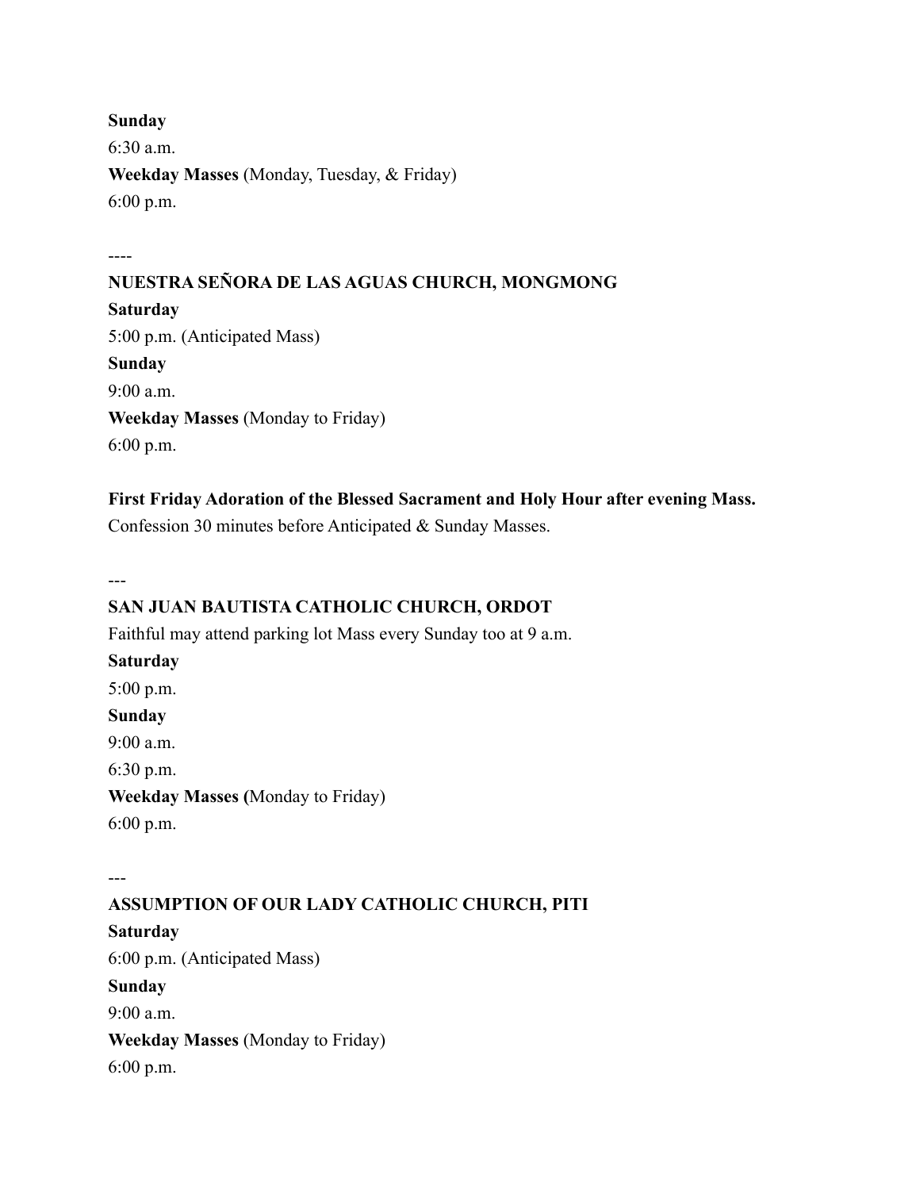**Sunday**

6:30 a.m.

**Weekday Masses** (Monday, Tuesday, & Friday)

6:00 p.m.

----

**NUESTRA SEÑORA DE LAS AGUAS CHURCH, MONGMONG**

**Saturday**

5:00 p.m. (Anticipated Mass)

**Sunday**

9:00 a.m.

**Weekday Masses** (Monday to Friday)

6:00 p.m.

**First Friday Adoration of the Blessed Sacrament and Holy Hour after evening Mass.**

Confession 30 minutes before Anticipated & Sunday Masses.

---

**SAN JUAN BAUTISTA CATHOLIC CHURCH, ORDOT**

Faithful may attend parking lot Mass every Sunday too at 9 a.m.

**Saturday**

5:00 p.m.

**Sunday**

9:00 a.m.

6:30 p.m.

**Weekday Masses (**Monday to Friday)

6:00 p.m.

---

**ASSUMPTION OF OUR LADY CATHOLIC CHURCH, PITI**

**Saturday**

6:00 p.m. (Anticipated Mass)

**Sunday**

9:00 a.m.

**Weekday Masses** (Monday to Friday)

6:00 p.m.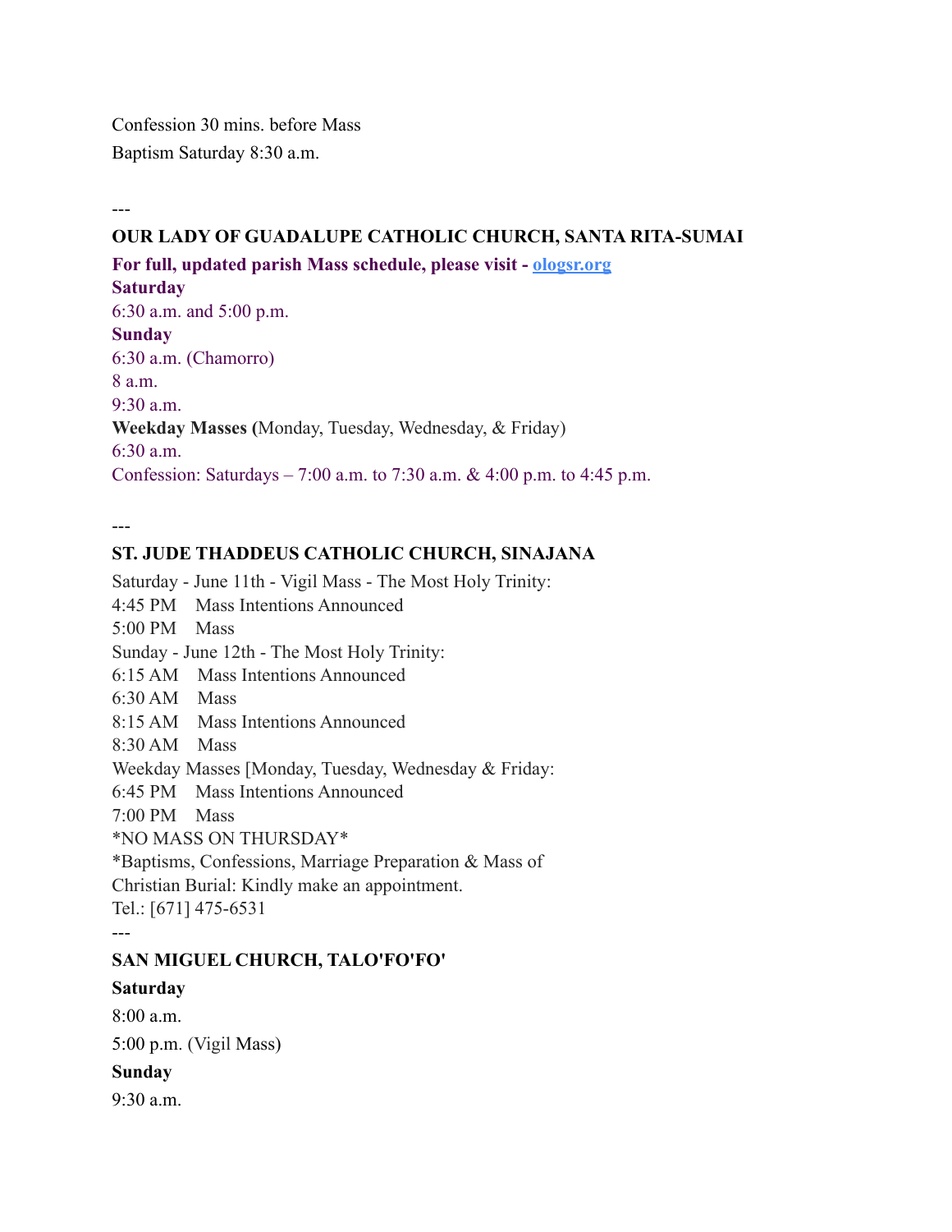Confession 30 mins. before Mass

Baptism Saturday 8:30 a.m.

---

**OUR LADY OF GUADALUPE CATHOLIC CHURCH, SANTA RITA-SUMAI**

**For full, updated parish Mass schedule, please visit - [ologsr.org](ologsr.org)**

**Saturday**

6:30 a.m. and 5:00 p.m.

**Sunday**

6:30 a.m. (Chamorro)

8 a.m.

9:30 a.m.

**Weekday Masses (**Monday, Tuesday, Wednesday, & Friday)

6:30 a.m.

Confession: Saturdays – 7:00 a.m. to 7:30 a.m. & 4:00 p.m. to 4:45 p.m.

---

**ST. JUDE THADDEUS CATHOLIC CHURCH, SINAJANA**

Saturday - June 11th - Vigil Mass - The Most Holy Trinity:

4:45 PM Mass Intentions Announced

5:00 PM Mass

Sunday - June 12th - The Most Holy Trinity:

6:15 AM Mass Intentions Announced

6:30 AM Mass

8:15 AM Mass Intentions Announced

8:30 AM Mass

Weekday Masses [Monday, Tuesday, Wednesday & Friday:

6:45 PM Mass Intentions Announced

7:00 PM Mass

*NO MASS ON THURSDAY*

*Baptisms, Confessions, Marriage Preparation & Mass of Christian Burial: Kindly make an appointment.

Tel.: [671] 475-6531

---

**SAN MIGUEL CHURCH, TALO'FO'FO'**

**Saturday**

8:00 a.m.

5:00 p.m. (Vigil Mass)

**Sunday**

9:30 a.m.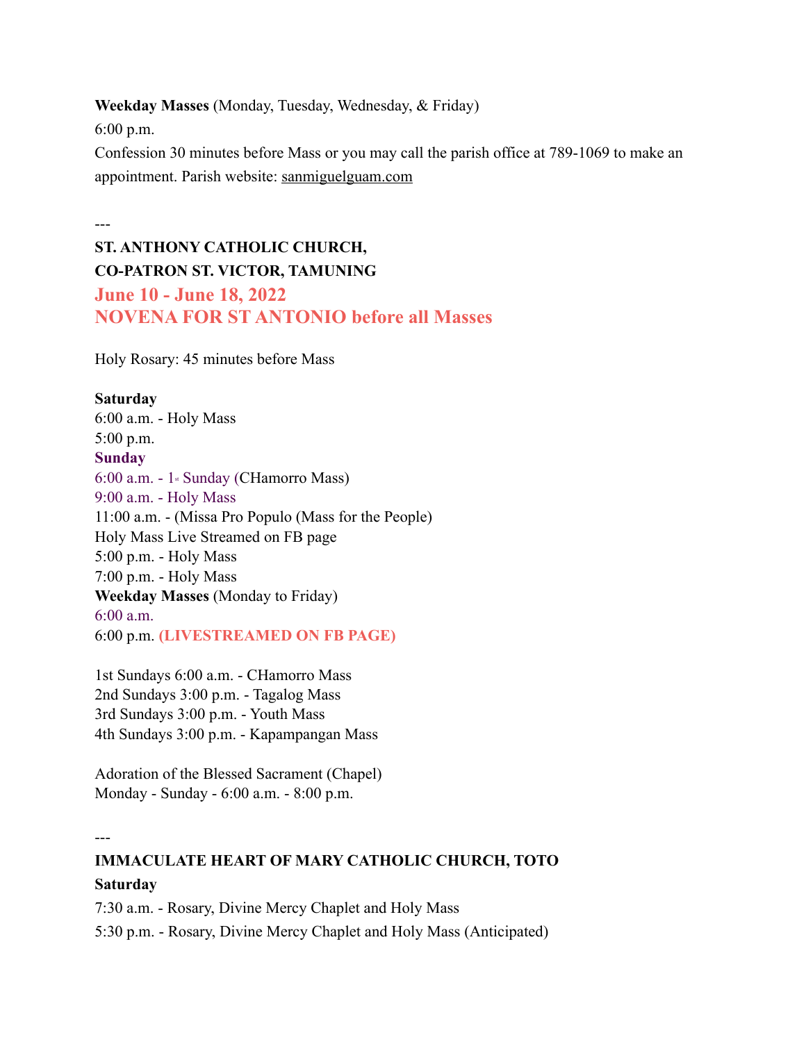**Weekday Masses** (Monday, Tuesday, Wednesday, & Friday)

6:00 p.m.

Confession 30 minutes before Mass or you may call the parish office at 789-1069 to make an appointment. Parish website: sanmiguelguam.com

---

**ST. ANTHONY CATHOLIC CHURCH,**
**CO-PATRON ST. VICTOR, TAMUNING**

**June 10 - June 18, 2022**
**NOVENA FOR ST ANTONIO before all Masses**

Holy Rosary: 45 minutes before Mass

**Saturday**
6:00 a.m. - Holy Mass
5:00 p.m.
**Sunday**
6:00 a.m. - 1st Sunday (CHamorro Mass)
9:00 a.m. - Holy Mass
11:00 a.m. - (Missa Pro Populo (Mass for the People)
Holy Mass Live Streamed on FB page
5:00 p.m. - Holy Mass
7:00 p.m. - Holy Mass
**Weekday Masses** (Monday to Friday)
6:00 a.m.
6:00 p.m. **(LIVESTREAMED ON FB PAGE)**

1st Sundays 6:00 a.m. - CHamorro Mass
2nd Sundays 3:00 p.m. - Tagalog Mass
3rd Sundays 3:00 p.m. - Youth Mass
4th Sundays 3:00 p.m. - Kapampangan Mass

Adoration of the Blessed Sacrament (Chapel)
Monday - Sunday - 6:00 a.m. - 8:00 p.m.

---

**IMMACULATE HEART OF MARY CATHOLIC CHURCH, TOTO**

**Saturday**

7:30 a.m. - Rosary, Divine Mercy Chaplet and Holy Mass

5:30 p.m. - Rosary, Divine Mercy Chaplet and Holy Mass (Anticipated)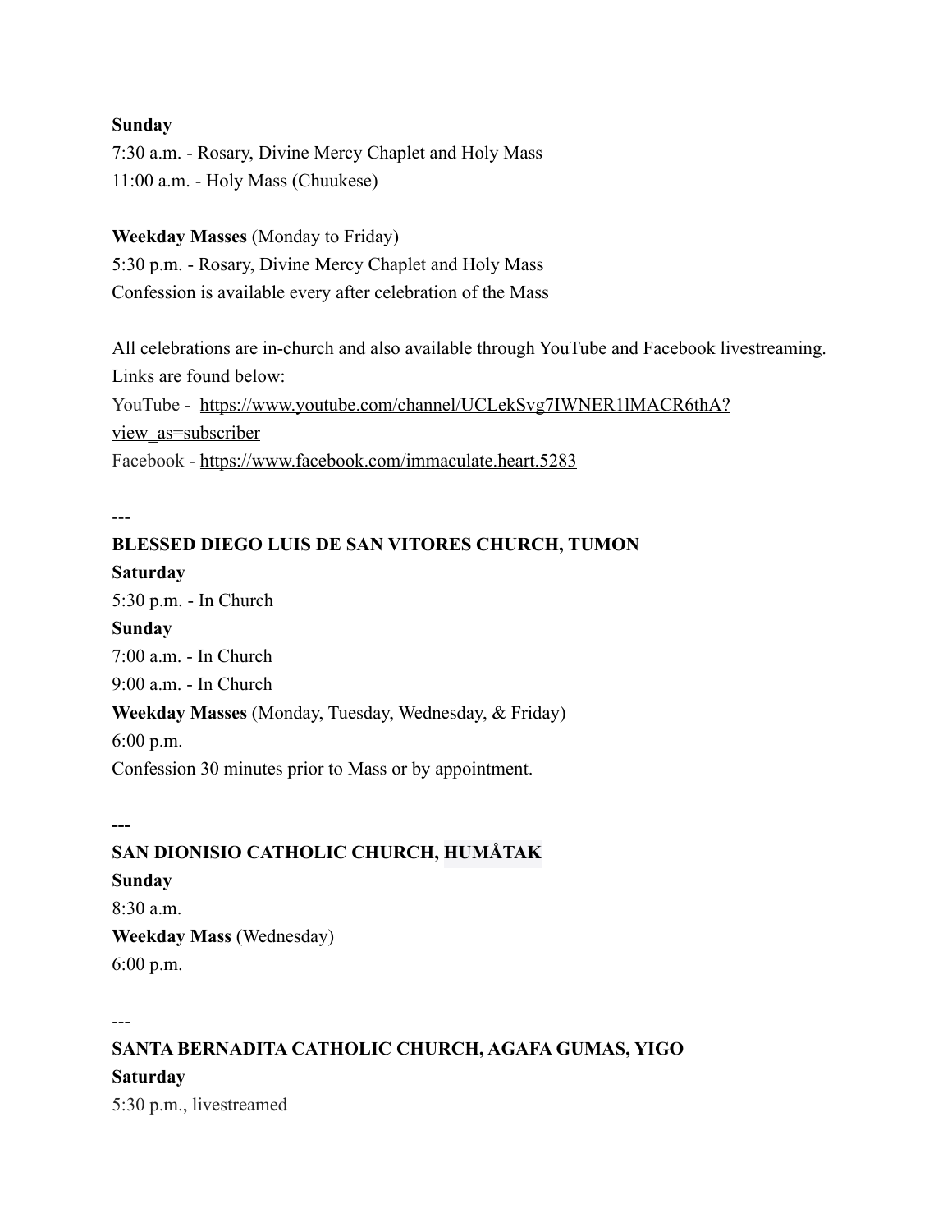**Sunday**
7:30 a.m. - Rosary, Divine Mercy Chaplet and Holy Mass
11:00 a.m. - Holy Mass (Chuukese)

**Weekday Masses** (Monday to Friday)
5:30 p.m. - Rosary, Divine Mercy Chaplet and Holy Mass
Confession is available every after celebration of the Mass

All celebrations are in-church and also available through YouTube and Facebook livestreaming. Links are found below:
YouTube - https://www.youtube.com/channel/UCLekSvg7IWNER1lMACR6thA?view_as=subscriber
Facebook - https://www.facebook.com/immaculate.heart.5283

---

**BLESSED DIEGO LUIS DE SAN VITORES CHURCH, TUMON**
**Saturday**
5:30 p.m. - In Church
**Sunday**
7:00 a.m. - In Church
9:00 a.m. - In Church
**Weekday Masses** (Monday, Tuesday, Wednesday, & Friday)
6:00 p.m.
Confession 30 minutes prior to Mass or by appointment.

---

**SAN DIONISIO CATHOLIC CHURCH, HUMÅTAK**
**Sunday**
8:30 a.m.
**Weekday Mass** (Wednesday)
6:00 p.m.

---

**SANTA BERNADITA CATHOLIC CHURCH, AGAFA GUMAS, YIGO**
**Saturday**
5:30 p.m., livestreamed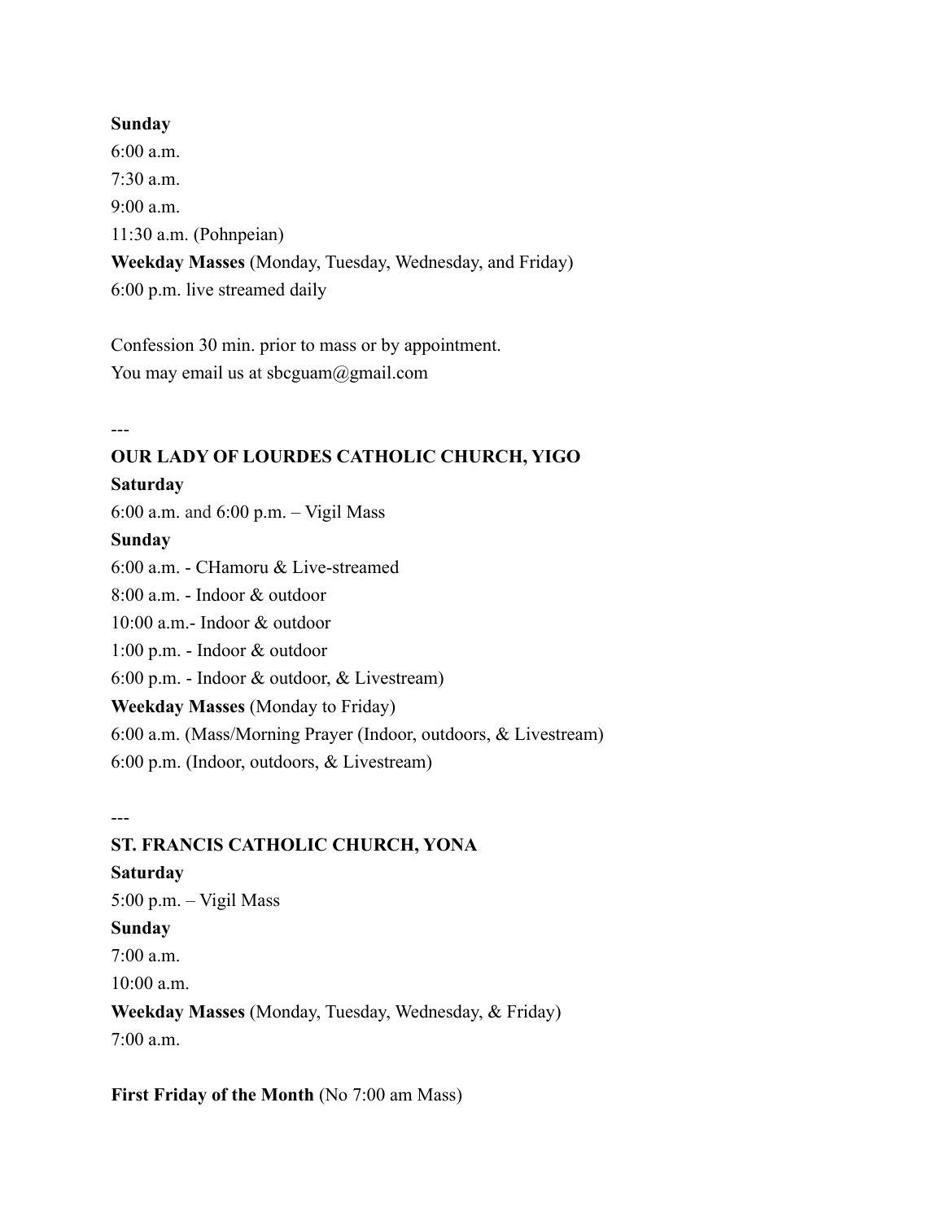**Sunday**

6:00 a.m.

7:30 a.m.

9:00 a.m.

11:30 a.m. (Pohnpeian)

**Weekday Masses** (Monday, Tuesday, Wednesday, and Friday)

6:00 p.m. live streamed daily

Confession 30 min. prior to mass or by appointment.

You may email us at sbcguam@gmail.com

---

**OUR LADY OF LOURDES CATHOLIC CHURCH, YIGO**

**Saturday**

6:00 a.m. and 6:00 p.m. – Vigil Mass

**Sunday**

6:00 a.m. - CHamoru & Live-streamed

8:00 a.m. - Indoor & outdoor

10:00 a.m.- Indoor & outdoor

1:00 p.m. - Indoor & outdoor

6:00 p.m. - Indoor & outdoor, & Livestream)

**Weekday Masses** (Monday to Friday)

6:00 a.m. (Mass/Morning Prayer (Indoor, outdoors, & Livestream)

6:00 p.m. (Indoor, outdoors, & Livestream)

---

**ST. FRANCIS CATHOLIC CHURCH, YONA**

**Saturday**

5:00 p.m. – Vigil Mass

**Sunday**

7:00 a.m.

10:00 a.m.

**Weekday Masses** (Monday, Tuesday, Wednesday, & Friday)

7:00 a.m.

**First Friday of the Month** (No 7:00 am Mass)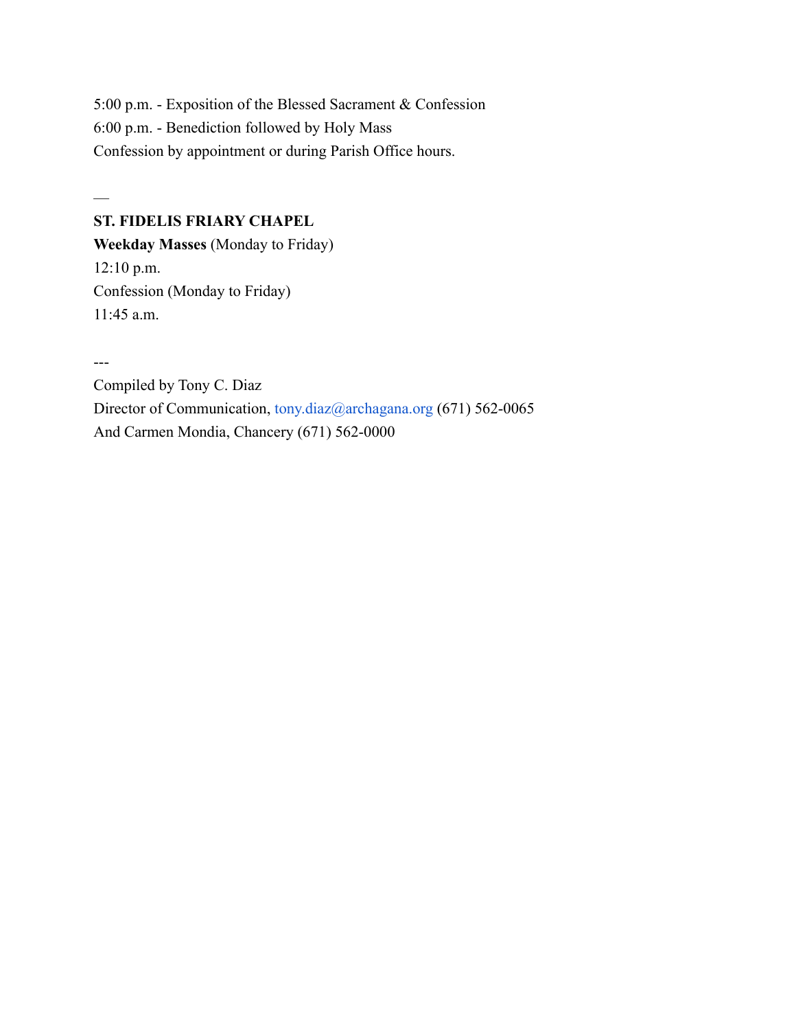5:00 p.m. - Exposition of the Blessed Sacrament & Confession
6:00 p.m. - Benediction followed by Holy Mass
Confession by appointment or during Parish Office hours.

—

**ST. FIDELIS FRIARY CHAPEL**
**Weekday Masses** (Monday to Friday)
12:10 p.m.
Confession (Monday to Friday)
11:45 a.m.

---

Compiled by Tony C. Diaz
Director of Communication, tony.diaz@archagana.org (671) 562-0065
And Carmen Mondia, Chancery (671) 562-0000